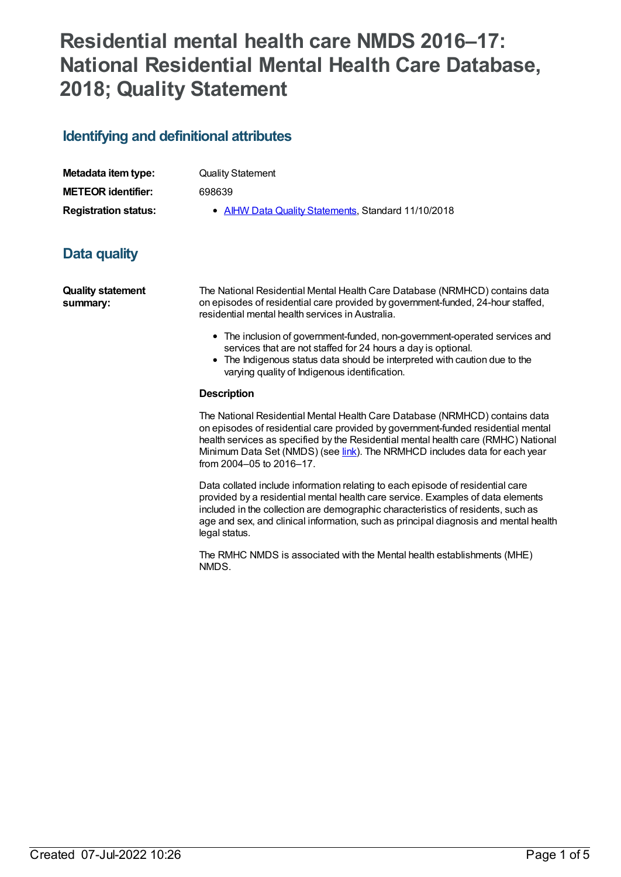# Residential mental health care NMDS 2016–17: National Residential Mental Health Care Database, 2018; Quality Statement

## Identifying and definitional attributes

| | |
|---|---|
| **Metadata item type:** | Quality Statement |
| **METEOR identifier:** | 698639 |
| **Registration status:** | • AIHW Data Quality Statements, Standard 11/10/2018 |

## Data quality

**Quality statement summary:**

The National Residential Mental Health Care Database (NRMHCD) contains data on episodes of residential care provided by government-funded, 24-hour staffed, residential mental health services in Australia.

- The inclusion of government-funded, non-government-operated services and services that are not staffed for 24 hours a day is optional.
- The Indigenous status data should be interpreted with caution due to the varying quality of Indigenous identification.

**Description**

The National Residential Mental Health Care Database (NRMHCD) contains data on episodes of residential care provided by government-funded residential mental health services as specified by the Residential mental health care (RMHC) National Minimum Data Set (NMDS) (see link). The NRMHCD includes data for each year from 2004–05 to 2016–17.

Data collated include information relating to each episode of residential care provided by a residential mental health care service. Examples of data elements included in the collection are demographic characteristics of residents, such as age and sex, and clinical information, such as principal diagnosis and mental health legal status.

The RMHC NMDS is associated with the Mental health establishments (MHE) NMDS.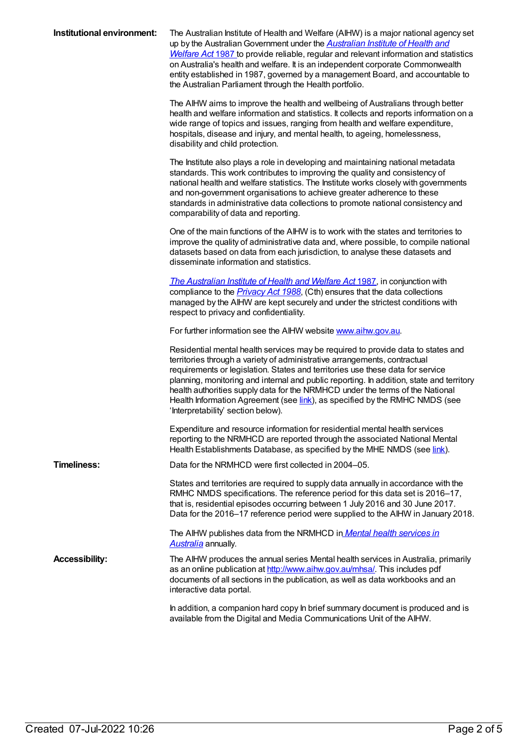**Institutional environment:**

The Australian Institute of Health and Welfare (AIHW) is a major national agency set up by the Australian Government under the *Australian Institute of Health and Welfare Act* 1987 to provide reliable, regular and relevant information and statistics on Australia's health and welfare. It is an independent corporate Commonwealth entity established in 1987, governed by a management Board, and accountable to the Australian Parliament through the Health portfolio.

The AIHW aims to improve the health and wellbeing of Australians through better health and welfare information and statistics. It collects and reports information on a wide range of topics and issues, ranging from health and welfare expenditure, hospitals, disease and injury, and mental health, to ageing, homelessness, disability and child protection.

The Institute also plays a role in developing and maintaining national metadata standards. This work contributes to improving the quality and consistency of national health and welfare statistics. The Institute works closely with governments and non-government organisations to achieve greater adherence to these standards in administrative data collections to promote national consistency and comparability of data and reporting.

One of the main functions of the AIHW is to work with the states and territories to improve the quality of administrative data and, where possible, to compile national datasets based on data from each jurisdiction, to analyse these datasets and disseminate information and statistics.

*The Australian Institute of Health and Welfare Act* 1987, in conjunction with compliance to the *Privacy Act 1988*, (Cth) ensures that the data collections managed by the AIHW are kept securely and under the strictest conditions with respect to privacy and confidentiality.

For further information see the AIHW website www.aihw.gov.au.

Residential mental health services may be required to provide data to states and territories through a variety of administrative arrangements, contractual requirements or legislation. States and territories use these data for service planning, monitoring and internal and public reporting. In addition, state and territory health authorities supply data for the NRMHCD under the terms of the National Health Information Agreement (see link), as specified by the RMHC NMDS (see 'Interpretability' section below).

Expenditure and resource information for residential mental health services reporting to the NRMHCD are reported through the associated National Mental Health Establishments Database, as specified by the MHE NMDS (see link).

**Timeliness:**

Data for the NRMHCD were first collected in 2004–05.

States and territories are required to supply data annually in accordance with the RMHC NMDS specifications. The reference period for this data set is 2016–17, that is, residential episodes occurring between 1 July 2016 and 30 June 2017. Data for the 2016–17 reference period were supplied to the AIHW in January 2018.

The AIHW publishes data from the NRMHCD in *Mental health services in Australia* annually.

**Accessibility:**

The AIHW produces the annual series Mental health services in Australia, primarily as an online publication at http://www.aihw.gov.au/mhsa/. This includes pdf documents of all sections in the publication, as well as data workbooks and an interactive data portal.

In addition, a companion hard copy In brief summary document is produced and is available from the Digital and Media Communications Unit of the AIHW.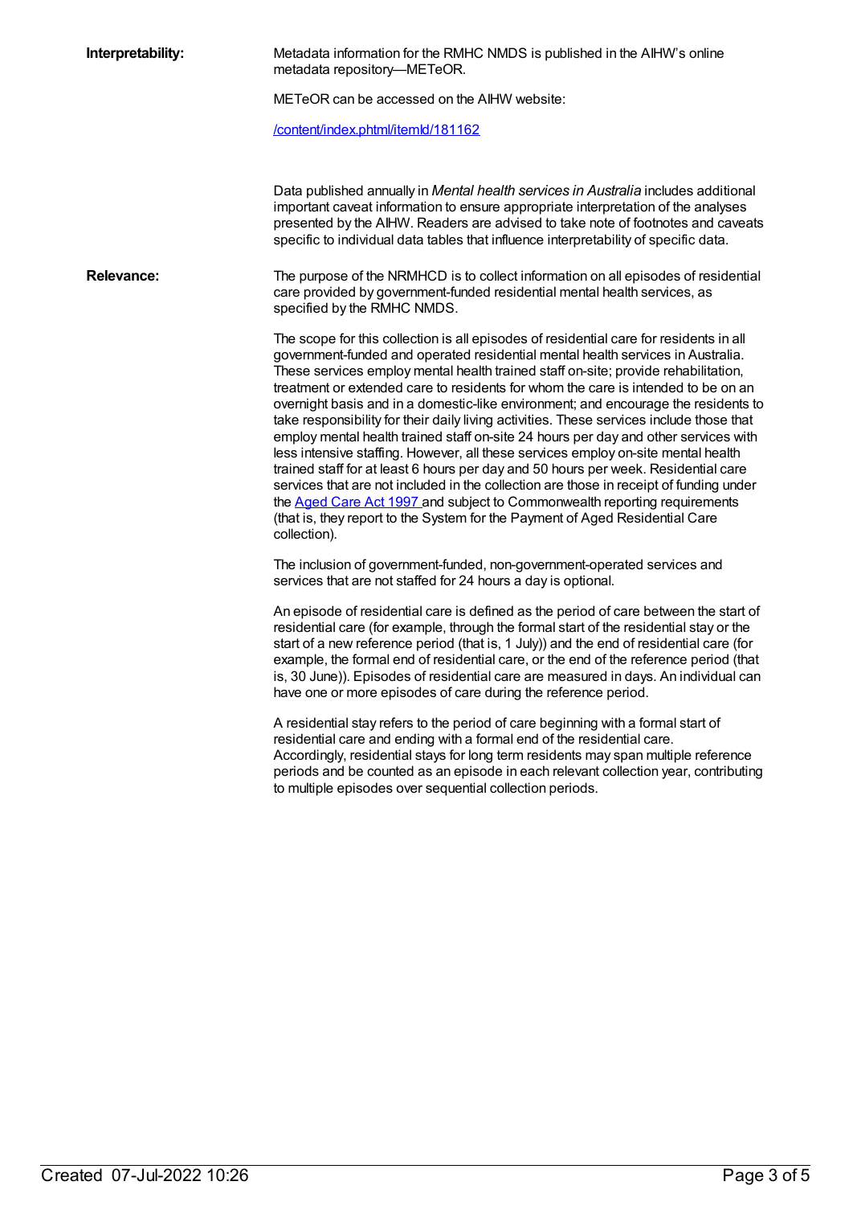**Interpretability:**

Metadata information for the RMHC NMDS is published in the AIHW's online metadata repository—METeOR.

METeOR can be accessed on the AIHW website:

[/content/index.phtml/itemId/181162](/content/index.phtml/itemId/181162)

Data published annually in *Mental health services in Australia* includes additional important caveat information to ensure appropriate interpretation of the analyses presented by the AIHW. Readers are advised to take note of footnotes and caveats specific to individual data tables that influence interpretability of specific data.

**Relevance:**

The purpose of the NRMHCD is to collect information on all episodes of residential care provided by government-funded residential mental health services, as specified by the RMHC NMDS.

The scope for this collection is all episodes of residential care for residents in all government-funded and operated residential mental health services in Australia. These services employ mental health trained staff on-site; provide rehabilitation, treatment or extended care to residents for whom the care is intended to be on an overnight basis and in a domestic-like environment; and encourage the residents to take responsibility for their daily living activities. These services include those that employ mental health trained staff on-site 24 hours per day and other services with less intensive staffing. However, all these services employ on-site mental health trained staff for at least 6 hours per day and 50 hours per week. Residential care services that are not included in the collection are those in receipt of funding under the [Aged Care Act 1997](Aged Care Act 1997) and subject to Commonwealth reporting requirements (that is, they report to the System for the Payment of Aged Residential Care collection).

The inclusion of government-funded, non-government-operated services and services that are not staffed for 24 hours a day is optional.

An episode of residential care is defined as the period of care between the start of residential care (for example, through the formal start of the residential stay or the start of a new reference period (that is, 1 July)) and the end of residential care (for example, the formal end of residential care, or the end of the reference period (that is, 30 June)). Episodes of residential care are measured in days. An individual can have one or more episodes of care during the reference period.

A residential stay refers to the period of care beginning with a formal start of residential care and ending with a formal end of the residential care. Accordingly, residential stays for long term residents may span multiple reference periods and be counted as an episode in each relevant collection year, contributing to multiple episodes over sequential collection periods.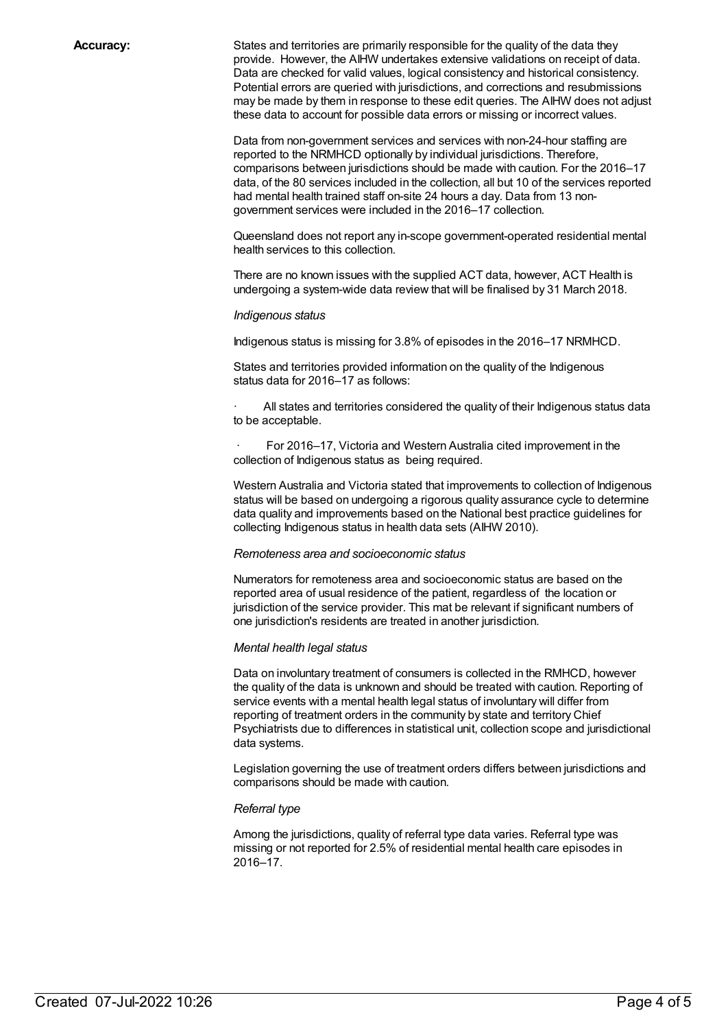**Accuracy:**

States and territories are primarily responsible for the quality of the data they provide. However, the AIHW undertakes extensive validations on receipt of data. Data are checked for valid values, logical consistency and historical consistency. Potential errors are queried with jurisdictions, and corrections and resubmissions may be made by them in response to these edit queries. The AIHW does not adjust these data to account for possible data errors or missing or incorrect values.

Data from non-government services and services with non-24-hour staffing are reported to the NRMHCD optionally by individual jurisdictions. Therefore, comparisons between jurisdictions should be made with caution. For the 2016–17 data, of the 80 services included in the collection, all but 10 of the services reported had mental health trained staff on-site 24 hours a day. Data from 13 non-government services were included in the 2016–17 collection.

Queensland does not report any in-scope government-operated residential mental health services to this collection.

There are no known issues with the supplied ACT data, however, ACT Health is undergoing a system-wide data review that will be finalised by 31 March 2018.

*Indigenous status*

Indigenous status is missing for 3.8% of episodes in the 2016–17 NRMHCD.

States and territories provided information on the quality of the Indigenous status data for 2016–17 as follows:

- All states and territories considered the quality of their Indigenous status data to be acceptable.
- For 2016–17, Victoria and Western Australia cited improvement in the collection of Indigenous status as being required.

Western Australia and Victoria stated that improvements to collection of Indigenous status will be based on undergoing a rigorous quality assurance cycle to determine data quality and improvements based on the National best practice guidelines for collecting Indigenous status in health data sets (AIHW 2010).

*Remoteness area and socioeconomic status*

Numerators for remoteness area and socioeconomic status are based on the reported area of usual residence of the patient, regardless of the location or jurisdiction of the service provider. This mat be relevant if significant numbers of one jurisdiction's residents are treated in another jurisdiction.

*Mental health legal status*

Data on involuntary treatment of consumers is collected in the RMHCD, however the quality of the data is unknown and should be treated with caution. Reporting of service events with a mental health legal status of involuntary will differ from reporting of treatment orders in the community by state and territory Chief Psychiatrists due to differences in statistical unit, collection scope and jurisdictional data systems.

Legislation governing the use of treatment orders differs between jurisdictions and comparisons should be made with caution.

*Referral type*

Among the jurisdictions, quality of referral type data varies. Referral type was missing or not reported for 2.5% of residential mental health care episodes in 2016–17.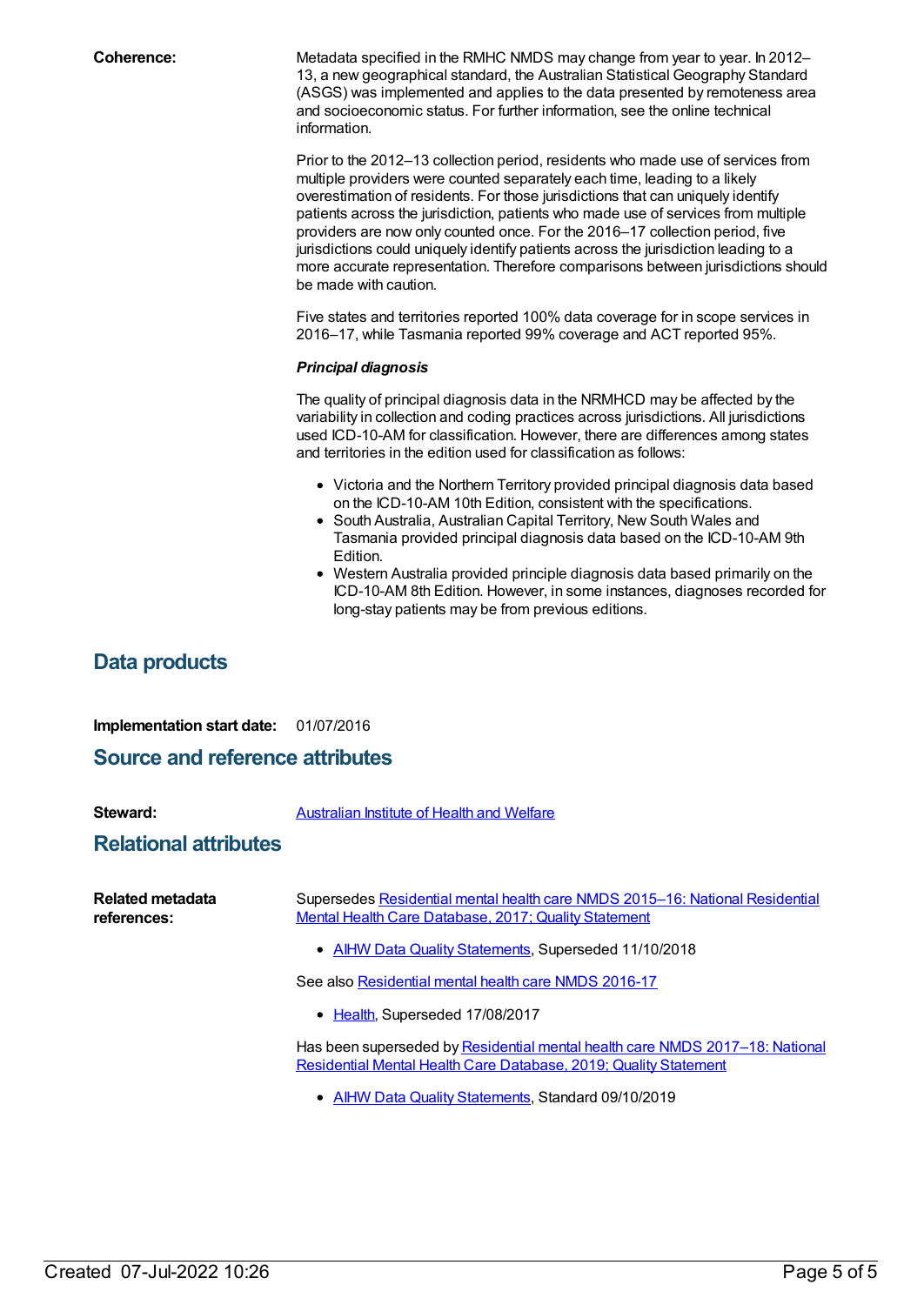**Coherence:**

Metadata specified in the RMHC NMDS may change from year to year. In 2012–13, a new geographical standard, the Australian Statistical Geography Standard (ASGS) was implemented and applies to the data presented by remoteness area and socioeconomic status. For further information, see the online technical information.

Prior to the 2012–13 collection period, residents who made use of services from multiple providers were counted separately each time, leading to a likely overestimation of residents. For those jurisdictions that can uniquely identify patients across the jurisdiction, patients who made use of services from multiple providers are now only counted once. For the 2016–17 collection period, five jurisdictions could uniquely identify patients across the jurisdiction leading to a more accurate representation. Therefore comparisons between jurisdictions should be made with caution.

Five states and territories reported 100% data coverage for in scope services in 2016–17, while Tasmania reported 99% coverage and ACT reported 95%.

***Principal diagnosis***

The quality of principal diagnosis data in the NRMHCD may be affected by the variability in collection and coding practices across jurisdictions. All jurisdictions used ICD-10-AM for classification. However, there are differences among states and territories in the edition used for classification as follows:

- Victoria and the Northern Territory provided principal diagnosis data based on the ICD-10-AM 10th Edition, consistent with the specifications.
- South Australia, Australian Capital Territory, New South Wales and Tasmania provided principal diagnosis data based on the ICD-10-AM 9th Edition.
- Western Australia provided principle diagnosis data based primarily on the ICD-10-AM 8th Edition. However, in some instances, diagnoses recorded for long-stay patients may be from previous editions.

## Data products

**Implementation start date:** 01/07/2016

## Source and reference attributes

**Steward:** Australian Institute of Health and Welfare

## Relational attributes

**Related metadata references:**

Supersedes Residential mental health care NMDS 2015–16: National Residential Mental Health Care Database, 2017; Quality Statement

- AIHW Data Quality Statements, Superseded 11/10/2018

See also Residential mental health care NMDS 2016-17

- Health, Superseded 17/08/2017

Has been superseded by Residential mental health care NMDS 2017–18: National Residential Mental Health Care Database, 2019; Quality Statement

- AIHW Data Quality Statements, Standard 09/10/2019